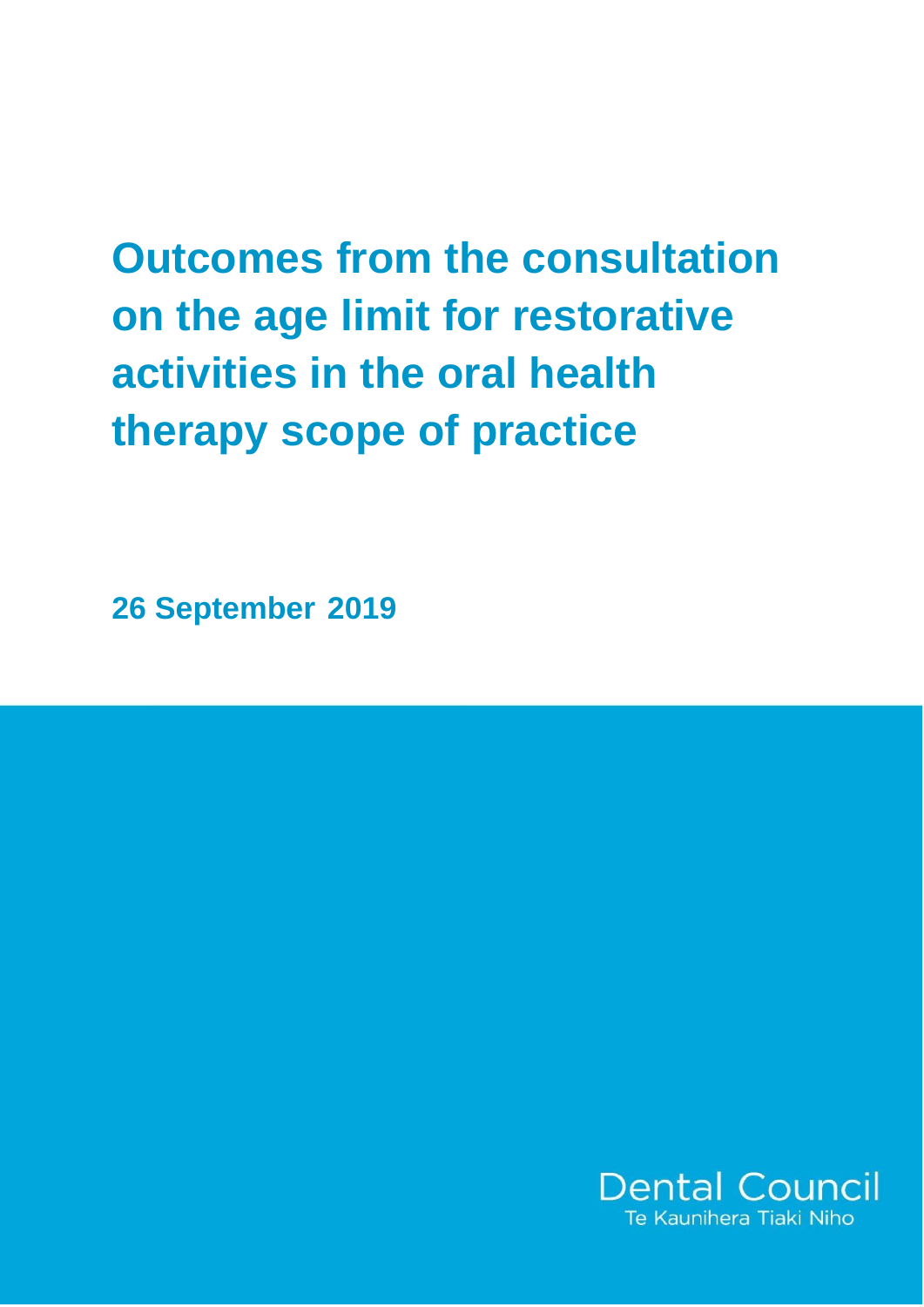# Outcomes from the consultation on the age limit for restorative activities in the oral health therapy scope of practice

**26 September 2019**

Dental Council
Te Kaunihera Tiaki Niho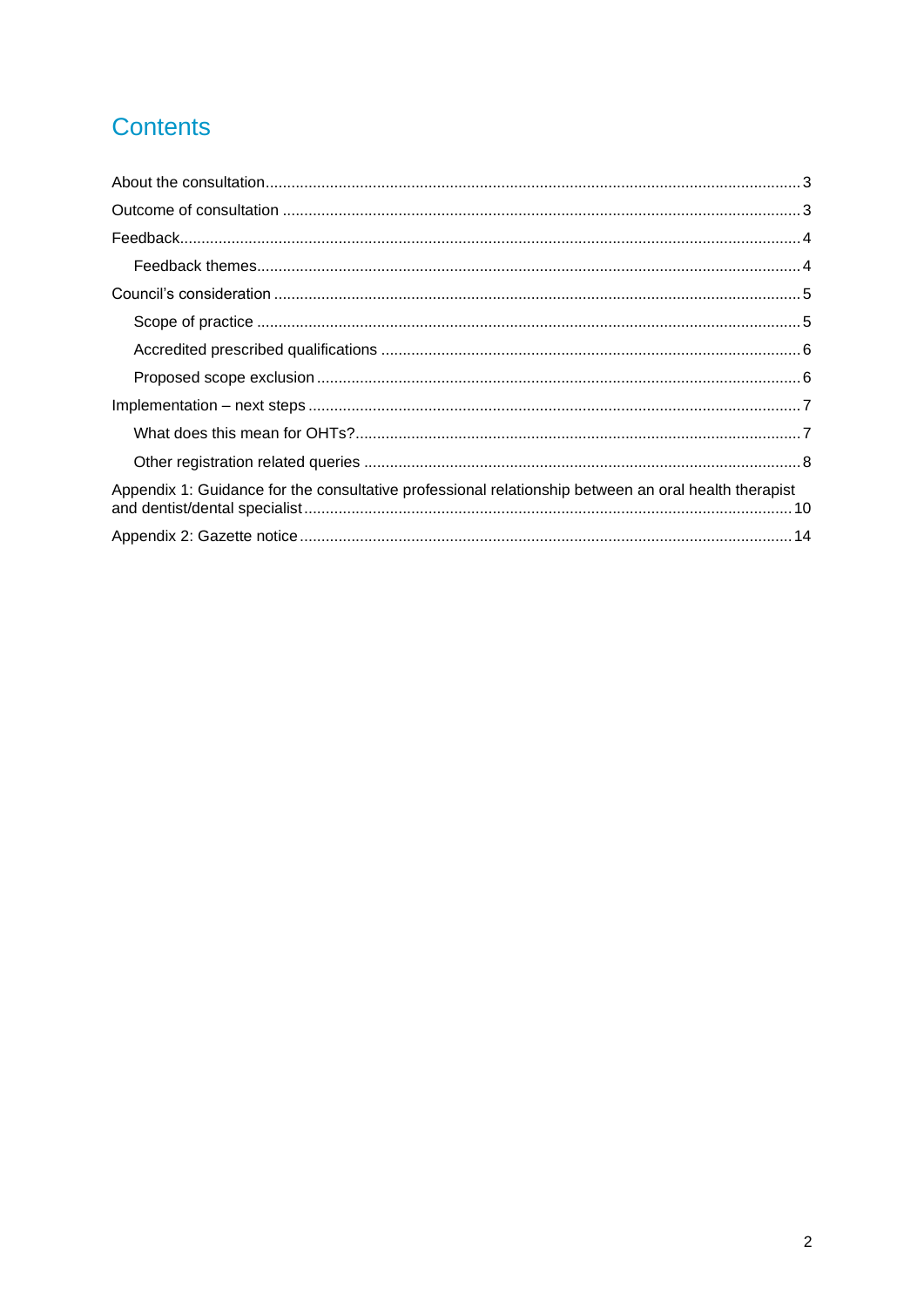# Contents

- About the consultation ... 3
- Outcome of consultation ... 3
- Feedback ... 4
  - Feedback themes ... 4
- Council's consideration ... 5
  - Scope of practice ... 5
  - Accredited prescribed qualifications ... 6
  - Proposed scope exclusion ... 6
- Implementation – next steps ... 7
  - What does this mean for OHTs? ... 7
  - Other registration related queries ... 8
- Appendix 1: Guidance for the consultative professional relationship between an oral health therapist and dentist/dental specialist ... 10
- Appendix 2: Gazette notice ... 14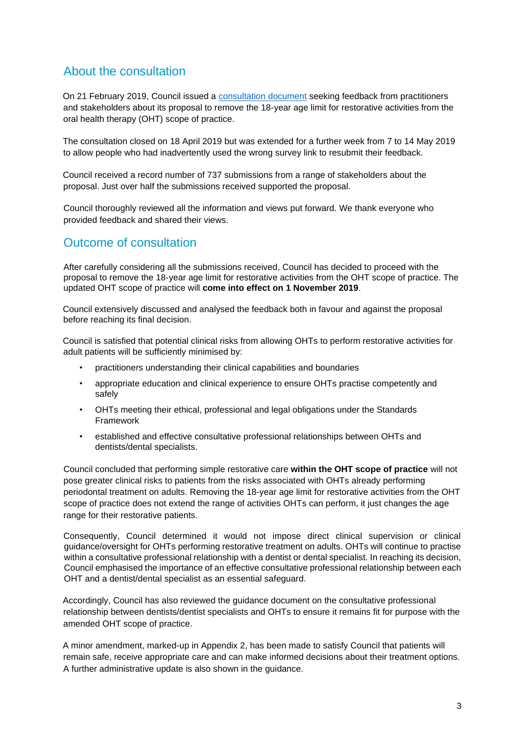## About the consultation

On 21 February 2019, Council issued a [consultation document] seeking feedback from practitioners and stakeholders about its proposal to remove the 18-year age limit for restorative activities from the oral health therapy (OHT) scope of practice.

The consultation closed on 18 April 2019 but was extended for a further week from 7 to 14 May 2019 to allow people who had inadvertently used the wrong survey link to resubmit their feedback.

Council received a record number of 737 submissions from a range of stakeholders about the proposal. Just over half the submissions received supported the proposal.

Council thoroughly reviewed all the information and views put forward. We thank everyone who provided feedback and shared their views.

## Outcome of consultation

After carefully considering all the submissions received, Council has decided to proceed with the proposal to remove the 18-year age limit for restorative activities from the OHT scope of practice. The updated OHT scope of practice will **come into effect on 1 November 2019**.

Council extensively discussed and analysed the feedback both in favour and against the proposal before reaching its final decision.

Council is satisfied that potential clinical risks from allowing OHTs to perform restorative activities for adult patients will be sufficiently minimised by:

- practitioners understanding their clinical capabilities and boundaries
- appropriate education and clinical experience to ensure OHTs practise competently and safely
- OHTs meeting their ethical, professional and legal obligations under the Standards Framework
- established and effective consultative professional relationships between OHTs and dentists/dental specialists.

Council concluded that performing simple restorative care **within the OHT scope of practice** will not pose greater clinical risks to patients from the risks associated with OHTs already performing periodontal treatment on adults. Removing the 18-year age limit for restorative activities from the OHT scope of practice does not extend the range of activities OHTs can perform, it just changes the age range for their restorative patients.

Consequently, Council determined it would not impose direct clinical supervision or clinical guidance/oversight for OHTs performing restorative treatment on adults. OHTs will continue to practise within a consultative professional relationship with a dentist or dental specialist. In reaching its decision, Council emphasised the importance of an effective consultative professional relationship between each OHT and a dentist/dental specialist as an essential safeguard.

Accordingly, Council has also reviewed the guidance document on the consultative professional relationship between dentists/dentist specialists and OHTs to ensure it remains fit for purpose with the amended OHT scope of practice.

A minor amendment, marked-up in Appendix 2, has been made to satisfy Council that patients will remain safe, receive appropriate care and can make informed decisions about their treatment options. A further administrative update is also shown in the guidance.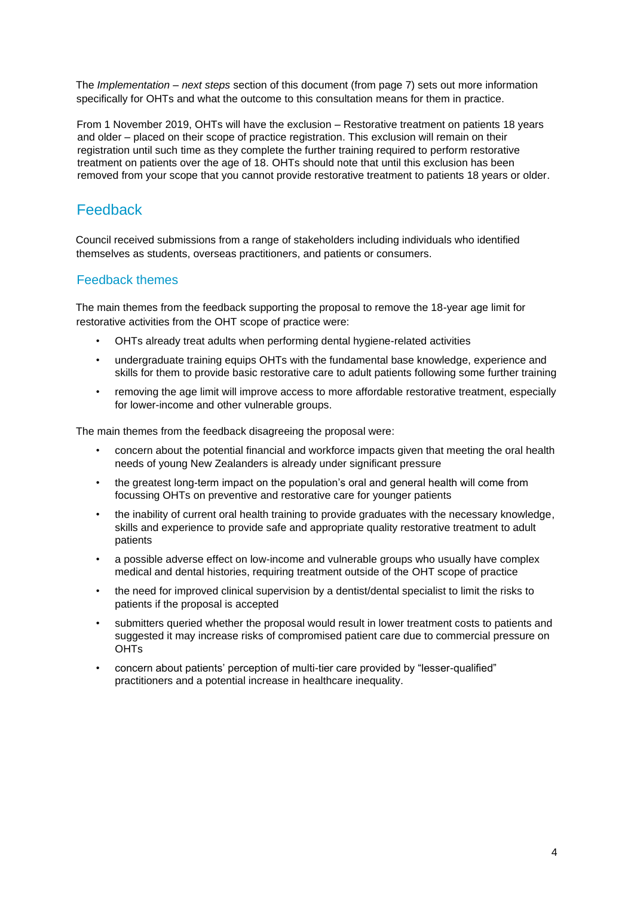The *Implementation – next steps* section of this document (from page 7) sets out more information specifically for OHTs and what the outcome to this consultation means for them in practice.

From 1 November 2019, OHTs will have the exclusion – Restorative treatment on patients 18 years and older – placed on their scope of practice registration. This exclusion will remain on their registration until such time as they complete the further training required to perform restorative treatment on patients over the age of 18. OHTs should note that until this exclusion has been removed from your scope that you cannot provide restorative treatment to patients 18 years or older.

## Feedback

Council received submissions from a range of stakeholders including individuals who identified themselves as students, overseas practitioners, and patients or consumers.

### Feedback themes

The main themes from the feedback supporting the proposal to remove the 18-year age limit for restorative activities from the OHT scope of practice were:

- OHTs already treat adults when performing dental hygiene-related activities
- undergraduate training equips OHTs with the fundamental base knowledge, experience and skills for them to provide basic restorative care to adult patients following some further training
- removing the age limit will improve access to more affordable restorative treatment, especially for lower-income and other vulnerable groups.

The main themes from the feedback disagreeing the proposal were:

- concern about the potential financial and workforce impacts given that meeting the oral health needs of young New Zealanders is already under significant pressure
- the greatest long-term impact on the population's oral and general health will come from focussing OHTs on preventive and restorative care for younger patients
- the inability of current oral health training to provide graduates with the necessary knowledge, skills and experience to provide safe and appropriate quality restorative treatment to adult patients
- a possible adverse effect on low-income and vulnerable groups who usually have complex medical and dental histories, requiring treatment outside of the OHT scope of practice
- the need for improved clinical supervision by a dentist/dental specialist to limit the risks to patients if the proposal is accepted
- submitters queried whether the proposal would result in lower treatment costs to patients and suggested it may increase risks of compromised patient care due to commercial pressure on OHTs
- concern about patients' perception of multi-tier care provided by "lesser-qualified" practitioners and a potential increase in healthcare inequality.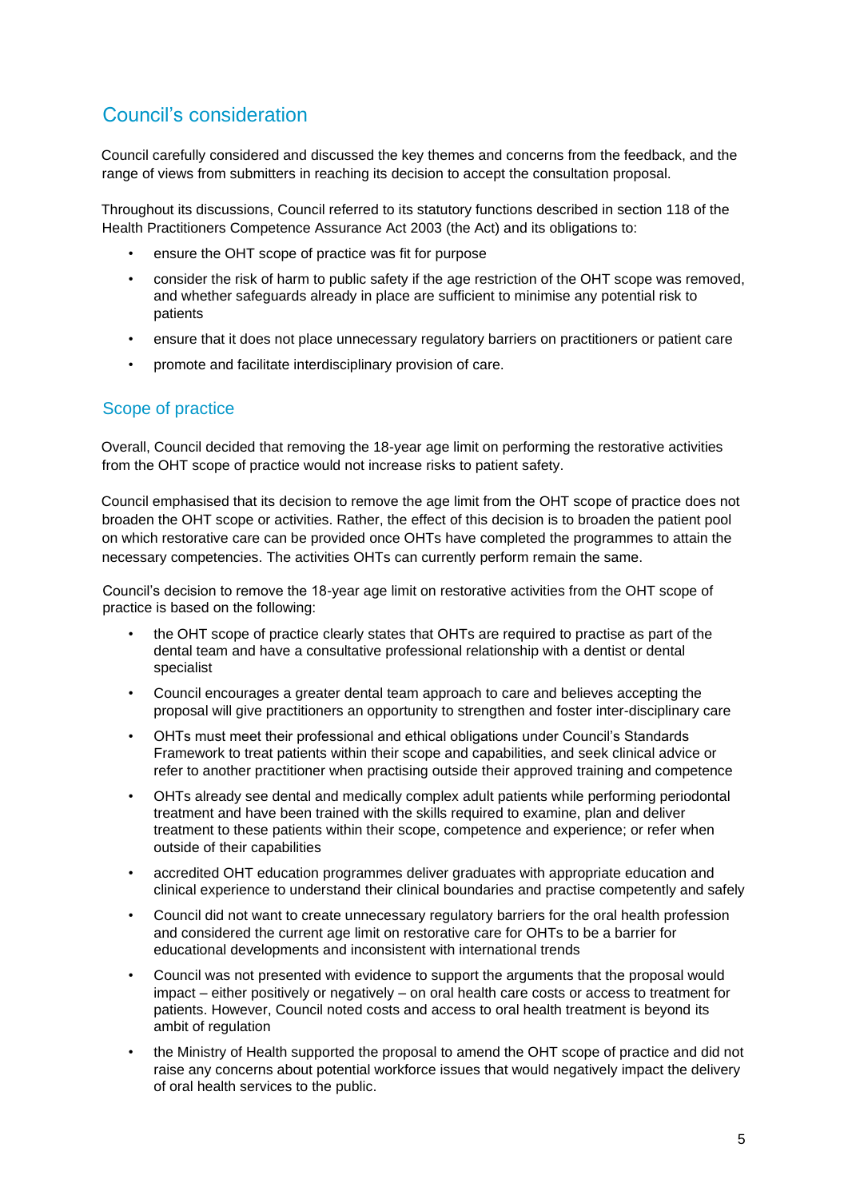## Council's consideration

Council carefully considered and discussed the key themes and concerns from the feedback, and the range of views from submitters in reaching its decision to accept the consultation proposal.

Throughout its discussions, Council referred to its statutory functions described in section 118 of the Health Practitioners Competence Assurance Act 2003 (the Act) and its obligations to:

- ensure the OHT scope of practice was fit for purpose
- consider the risk of harm to public safety if the age restriction of the OHT scope was removed, and whether safeguards already in place are sufficient to minimise any potential risk to patients
- ensure that it does not place unnecessary regulatory barriers on practitioners or patient care
- promote and facilitate interdisciplinary provision of care.

### Scope of practice

Overall, Council decided that removing the 18-year age limit on performing the restorative activities from the OHT scope of practice would not increase risks to patient safety.

Council emphasised that its decision to remove the age limit from the OHT scope of practice does not broaden the OHT scope or activities. Rather, the effect of this decision is to broaden the patient pool on which restorative care can be provided once OHTs have completed the programmes to attain the necessary competencies. The activities OHTs can currently perform remain the same.

Council's decision to remove the 18-year age limit on restorative activities from the OHT scope of practice is based on the following:

- the OHT scope of practice clearly states that OHTs are required to practise as part of the dental team and have a consultative professional relationship with a dentist or dental specialist
- Council encourages a greater dental team approach to care and believes accepting the proposal will give practitioners an opportunity to strengthen and foster inter-disciplinary care
- OHTs must meet their professional and ethical obligations under Council's Standards Framework to treat patients within their scope and capabilities, and seek clinical advice or refer to another practitioner when practising outside their approved training and competence
- OHTs already see dental and medically complex adult patients while performing periodontal treatment and have been trained with the skills required to examine, plan and deliver treatment to these patients within their scope, competence and experience; or refer when outside of their capabilities
- accredited OHT education programmes deliver graduates with appropriate education and clinical experience to understand their clinical boundaries and practise competently and safely
- Council did not want to create unnecessary regulatory barriers for the oral health profession and considered the current age limit on restorative care for OHTs to be a barrier for educational developments and inconsistent with international trends
- Council was not presented with evidence to support the arguments that the proposal would impact – either positively or negatively – on oral health care costs or access to treatment for patients. However, Council noted costs and access to oral health treatment is beyond its ambit of regulation
- the Ministry of Health supported the proposal to amend the OHT scope of practice and did not raise any concerns about potential workforce issues that would negatively impact the delivery of oral health services to the public.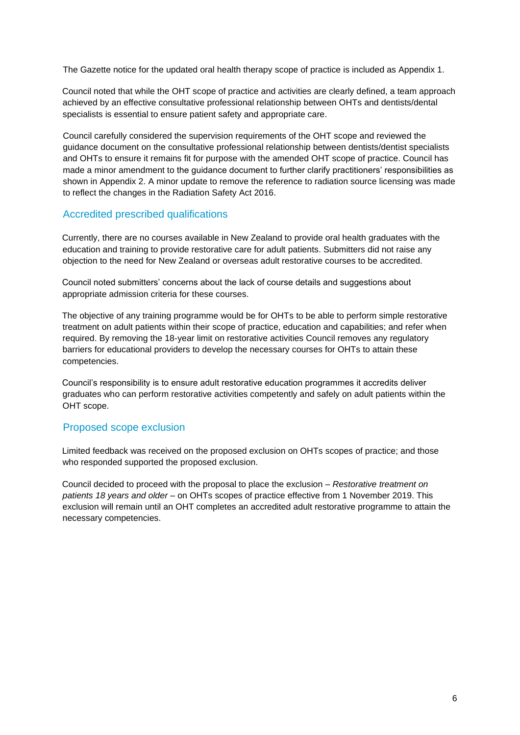The Gazette notice for the updated oral health therapy scope of practice is included as Appendix 1.

Council noted that while the OHT scope of practice and activities are clearly defined, a team approach achieved by an effective consultative professional relationship between OHTs and dentists/dental specialists is essential to ensure patient safety and appropriate care.

Council carefully considered the supervision requirements of the OHT scope and reviewed the guidance document on the consultative professional relationship between dentists/dentist specialists and OHTs to ensure it remains fit for purpose with the amended OHT scope of practice. Council has made a minor amendment to the guidance document to further clarify practitioners' responsibilities as shown in Appendix 2. A minor update to remove the reference to radiation source licensing was made to reflect the changes in the Radiation Safety Act 2016.

## Accredited prescribed qualifications

Currently, there are no courses available in New Zealand to provide oral health graduates with the education and training to provide restorative care for adult patients. Submitters did not raise any objection to the need for New Zealand or overseas adult restorative courses to be accredited.

Council noted submitters' concerns about the lack of course details and suggestions about appropriate admission criteria for these courses.

The objective of any training programme would be for OHTs to be able to perform simple restorative treatment on adult patients within their scope of practice, education and capabilities; and refer when required. By removing the 18-year limit on restorative activities Council removes any regulatory barriers for educational providers to develop the necessary courses for OHTs to attain these competencies.

Council's responsibility is to ensure adult restorative education programmes it accredits deliver graduates who can perform restorative activities competently and safely on adult patients within the OHT scope.

## Proposed scope exclusion

Limited feedback was received on the proposed exclusion on OHTs scopes of practice; and those who responded supported the proposed exclusion.

Council decided to proceed with the proposal to place the exclusion – *Restorative treatment on patients 18 years and older* – on OHTs scopes of practice effective from 1 November 2019. This exclusion will remain until an OHT completes an accredited adult restorative programme to attain the necessary competencies.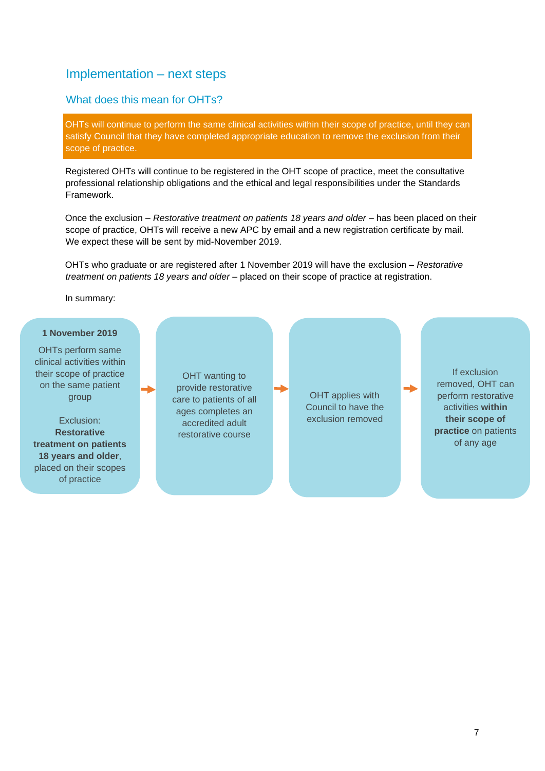## Implementation – next steps

### What does this mean for OHTs?

OHTs will continue to perform the same clinical activities within their scope of practice, until they can satisfy Council that they have completed appropriate education to remove the exclusion from their scope of practice.

Registered OHTs will continue to be registered in the OHT scope of practice, meet the consultative professional relationship obligations and the ethical and legal responsibilities under the Standards Framework.

Once the exclusion – *Restorative treatment on patients 18 years and older* – has been placed on their scope of practice, OHTs will receive a new APC by email and a new registration certificate by mail. We expect these will be sent by mid-November 2019.

OHTs who graduate or are registered after 1 November 2019 will have the exclusion – *Restorative treatment on patients 18 years and older* – placed on their scope of practice at registration.

In summary:

**1 November 2019**

OHTs perform same clinical activities within their scope of practice on the same patient group

Exclusion: **Restorative treatment on patients 18 years and older**, placed on their scopes of practice

→ OHT wanting to provide restorative care to patients of all ages completes an accredited adult restorative course

→ OHT applies with Council to have the exclusion removed

→ If exclusion removed, OHT can perform restorative activities **within their scope of practice** on patients of any age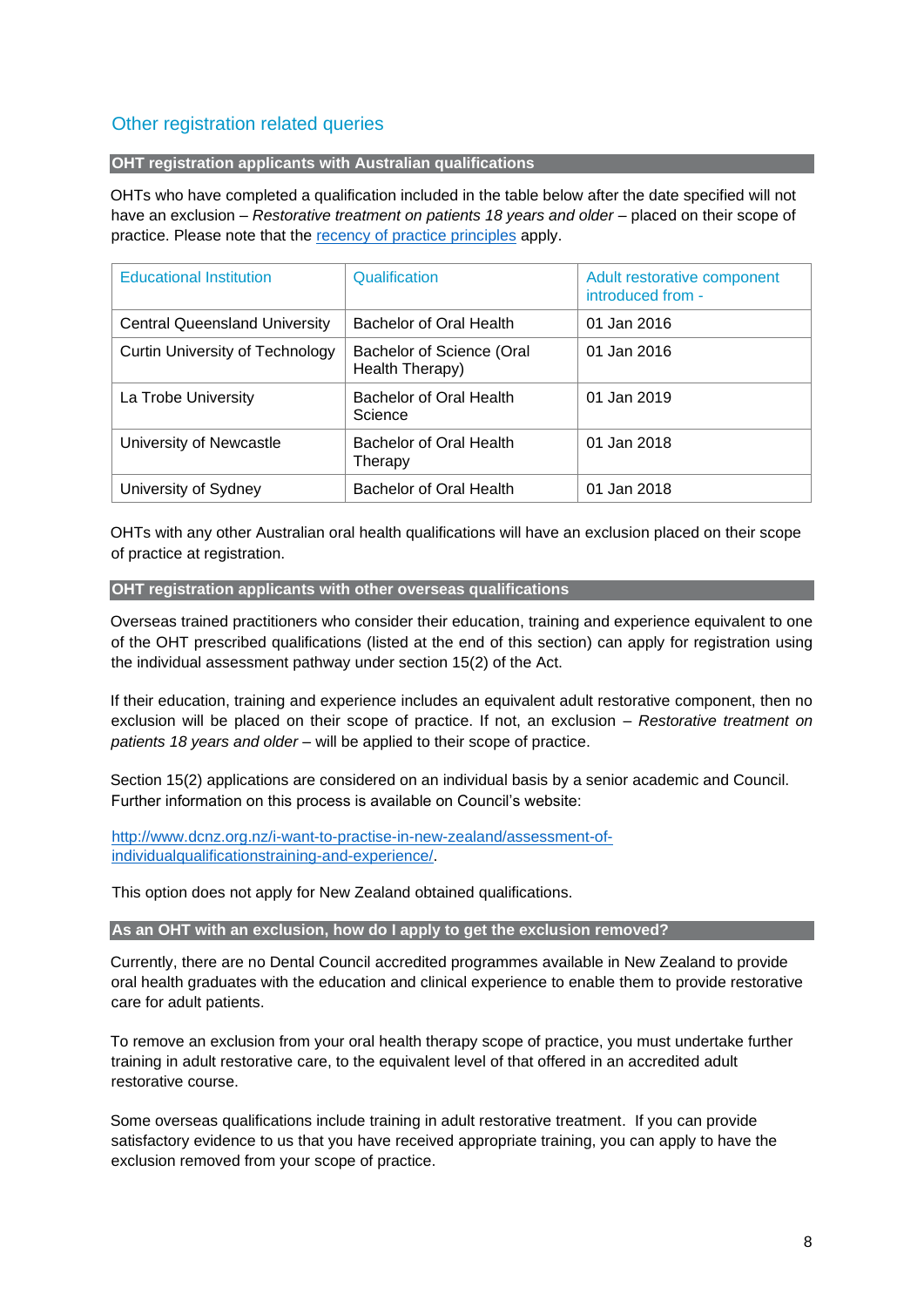## Other registration related queries

### OHT registration applicants with Australian qualifications

OHTs who have completed a qualification included in the table below after the date specified will not have an exclusion – *Restorative treatment on patients 18 years and older* – placed on their scope of practice. Please note that the recency of practice principles apply.

| Educational Institution | Qualification | Adult restorative component introduced from - |
|---|---|---|
| Central Queensland University | Bachelor of Oral Health | 01 Jan 2016 |
| Curtin University of Technology | Bachelor of Science (Oral Health Therapy) | 01 Jan 2016 |
| La Trobe University | Bachelor of Oral Health Science | 01 Jan 2019 |
| University of Newcastle | Bachelor of Oral Health Therapy | 01 Jan 2018 |
| University of Sydney | Bachelor of Oral Health | 01 Jan 2018 |

OHTs with any other Australian oral health qualifications will have an exclusion placed on their scope of practice at registration.

### OHT registration applicants with other overseas qualifications

Overseas trained practitioners who consider their education, training and experience equivalent to one of the OHT prescribed qualifications (listed at the end of this section) can apply for registration using the individual assessment pathway under section 15(2) of the Act.

If their education, training and experience includes an equivalent adult restorative component, then no exclusion will be placed on their scope of practice. If not, an exclusion – *Restorative treatment on patients 18 years and older* – will be applied to their scope of practice.

Section 15(2) applications are considered on an individual basis by a senior academic and Council. Further information on this process is available on Council's website:

http://www.dcnz.org.nz/i-want-to-practise-in-new-zealand/assessment-of-individualqualificationstraining-and-experience/.

This option does not apply for New Zealand obtained qualifications.

### As an OHT with an exclusion, how do I apply to get the exclusion removed?

Currently, there are no Dental Council accredited programmes available in New Zealand to provide oral health graduates with the education and clinical experience to enable them to provide restorative care for adult patients.

To remove an exclusion from your oral health therapy scope of practice, you must undertake further training in adult restorative care, to the equivalent level of that offered in an accredited adult restorative course.

Some overseas qualifications include training in adult restorative treatment. If you can provide satisfactory evidence to us that you have received appropriate training, you can apply to have the exclusion removed from your scope of practice.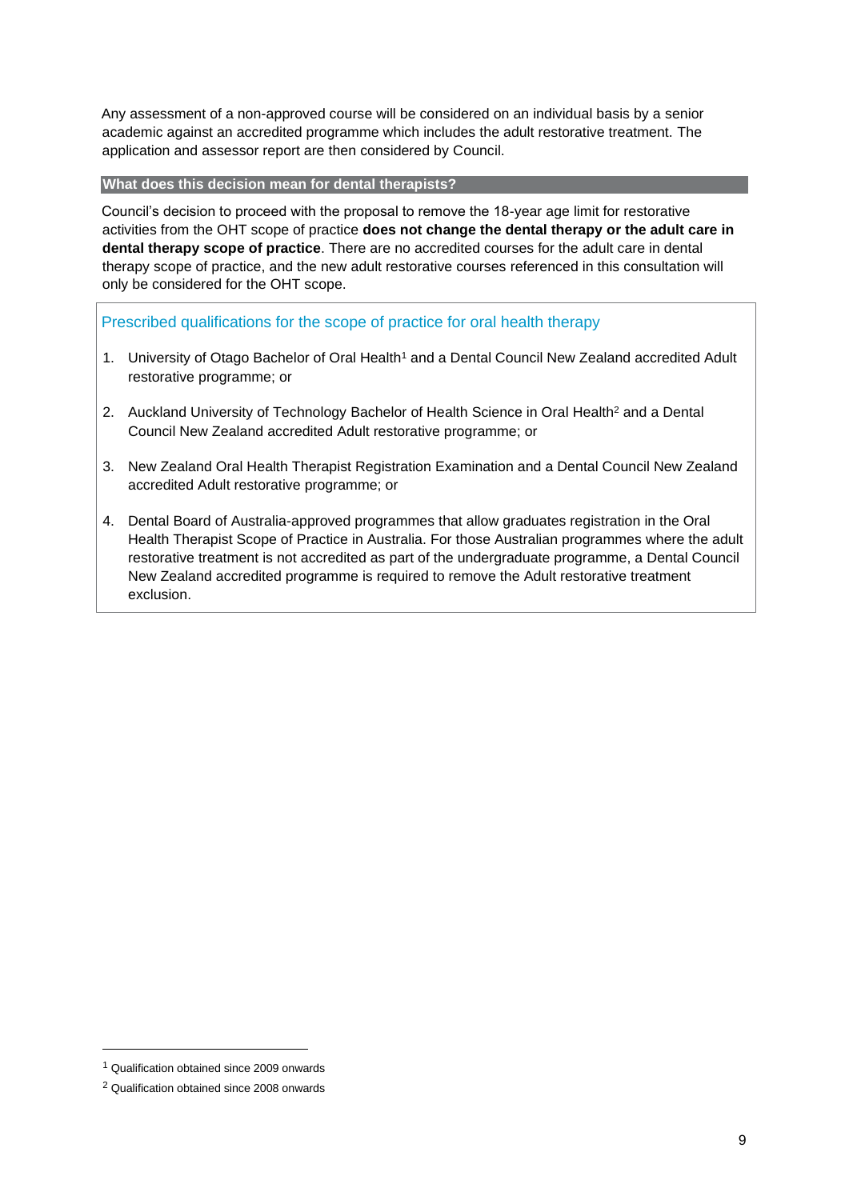Any assessment of a non-approved course will be considered on an individual basis by a senior academic against an accredited programme which includes the adult restorative treatment. The application and assessor report are then considered by Council.

### What does this decision mean for dental therapists?

Council's decision to proceed with the proposal to remove the 18-year age limit for restorative activities from the OHT scope of practice **does not change the dental therapy or the adult care in dental therapy scope of practice**. There are no accredited courses for the adult care in dental therapy scope of practice, and the new adult restorative courses referenced in this consultation will only be considered for the OHT scope.

### Prescribed qualifications for the scope of practice for oral health therapy

1. University of Otago Bachelor of Oral Health[1] and a Dental Council New Zealand accredited Adult restorative programme; or
2. Auckland University of Technology Bachelor of Health Science in Oral Health[2] and a Dental Council New Zealand accredited Adult restorative programme; or
3. New Zealand Oral Health Therapist Registration Examination and a Dental Council New Zealand accredited Adult restorative programme; or
4. Dental Board of Australia-approved programmes that allow graduates registration in the Oral Health Therapist Scope of Practice in Australia. For those Australian programmes where the adult restorative treatment is not accredited as part of the undergraduate programme, a Dental Council New Zealand accredited programme is required to remove the Adult restorative treatment exclusion.

---

[1] Qualification obtained since 2009 onwards

[2] Qualification obtained since 2008 onwards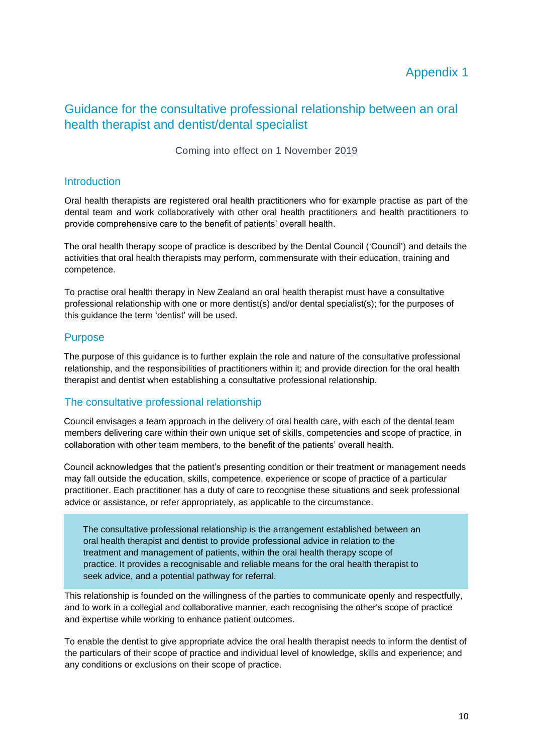# Appendix 1

## Guidance for the consultative professional relationship between an oral health therapist and dentist/dental specialist

Coming into effect on 1 November 2019

### Introduction

Oral health therapists are registered oral health practitioners who for example practise as part of the dental team and work collaboratively with other oral health practitioners and health practitioners to provide comprehensive care to the benefit of patients' overall health.

The oral health therapy scope of practice is described by the Dental Council ('Council') and details the activities that oral health therapists may perform, commensurate with their education, training and competence.

To practise oral health therapy in New Zealand an oral health therapist must have a consultative professional relationship with one or more dentist(s) and/or dental specialist(s); for the purposes of this guidance the term 'dentist' will be used.

### Purpose

The purpose of this guidance is to further explain the role and nature of the consultative professional relationship, and the responsibilities of practitioners within it; and provide direction for the oral health therapist and dentist when establishing a consultative professional relationship.

### The consultative professional relationship

Council envisages a team approach in the delivery of oral health care, with each of the dental team members delivering care within their own unique set of skills, competencies and scope of practice, in collaboration with other team members, to the benefit of the patients' overall health.

Council acknowledges that the patient's presenting condition or their treatment or management needs may fall outside the education, skills, competence, experience or scope of practice of a particular practitioner. Each practitioner has a duty of care to recognise these situations and seek professional advice or assistance, or refer appropriately, as applicable to the circumstance.

> The consultative professional relationship is the arrangement established between an oral health therapist and dentist to provide professional advice in relation to the treatment and management of patients, within the oral health therapy scope of practice. It provides a recognisable and reliable means for the oral health therapist to seek advice, and a potential pathway for referral.

This relationship is founded on the willingness of the parties to communicate openly and respectfully, and to work in a collegial and collaborative manner, each recognising the other's scope of practice and expertise while working to enhance patient outcomes.

To enable the dentist to give appropriate advice the oral health therapist needs to inform the dentist of the particulars of their scope of practice and individual level of knowledge, skills and experience; and any conditions or exclusions on their scope of practice.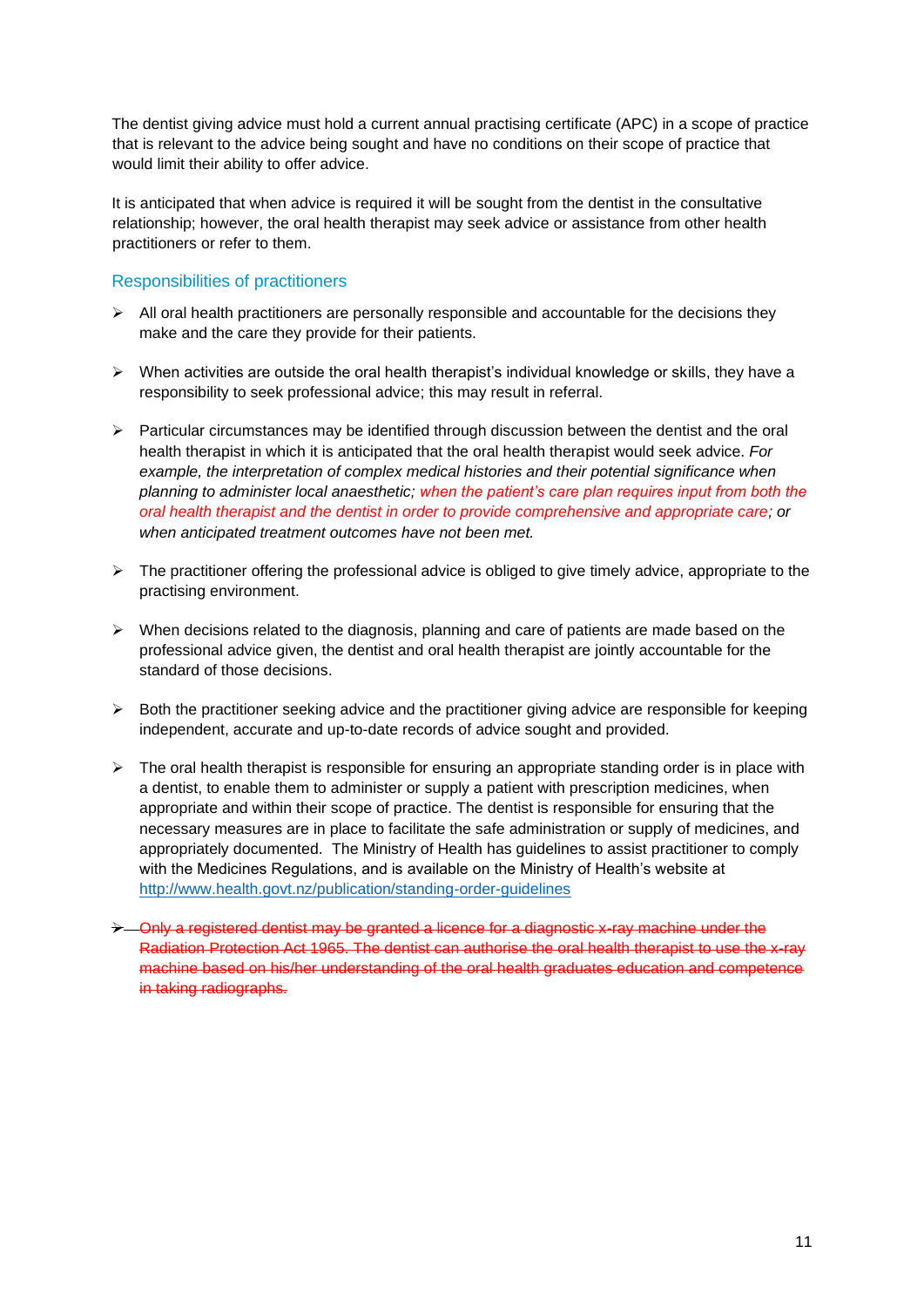The dentist giving advice must hold a current annual practising certificate (APC) in a scope of practice that is relevant to the advice being sought and have no conditions on their scope of practice that would limit their ability to offer advice.

It is anticipated that when advice is required it will be sought from the dentist in the consultative relationship; however, the oral health therapist may seek advice or assistance from other health practitioners or refer to them.

## Responsibilities of practitioners

- All oral health practitioners are personally responsible and accountable for the decisions they make and the care they provide for their patients.

- When activities are outside the oral health therapist's individual knowledge or skills, they have a responsibility to seek professional advice; this may result in referral.

- Particular circumstances may be identified through discussion between the dentist and the oral health therapist in which it is anticipated that the oral health therapist would seek advice. *For example, the interpretation of complex medical histories and their potential significance when planning to administer local anaesthetic; when the patient's care plan requires input from both the oral health therapist and the dentist in order to provide comprehensive and appropriate care; or when anticipated treatment outcomes have not been met.*

- The practitioner offering the professional advice is obliged to give timely advice, appropriate to the practising environment.

- When decisions related to the diagnosis, planning and care of patients are made based on the professional advice given, the dentist and oral health therapist are jointly accountable for the standard of those decisions.

- Both the practitioner seeking advice and the practitioner giving advice are responsible for keeping independent, accurate and up-to-date records of advice sought and provided.

- The oral health therapist is responsible for ensuring an appropriate standing order is in place with a dentist, to enable them to administer or supply a patient with prescription medicines, when appropriate and within their scope of practice. The dentist is responsible for ensuring that the necessary measures are in place to facilitate the safe administration or supply of medicines, and appropriately documented. The Ministry of Health has guidelines to assist practitioner to comply with the Medicines Regulations, and is available on the Ministry of Health's website at http://www.health.govt.nz/publication/standing-order-guidelines

- ~~Only a registered dentist may be granted a licence for a diagnostic x-ray machine under the Radiation Protection Act 1965. The dentist can authorise the oral health therapist to use the x-ray machine based on his/her understanding of the oral health graduates education and competence in taking radiographs.~~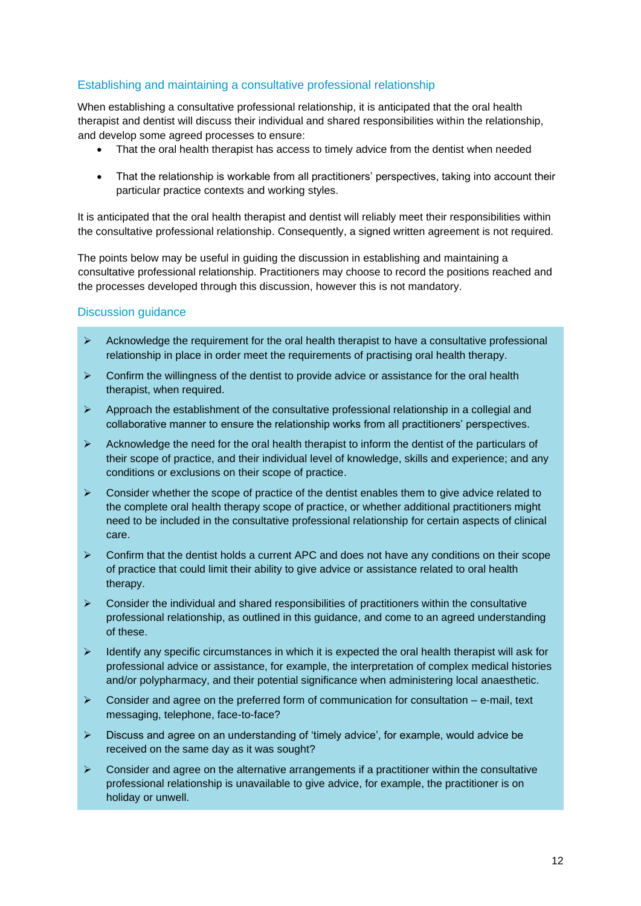## Establishing and maintaining a consultative professional relationship

When establishing a consultative professional relationship, it is anticipated that the oral health therapist and dentist will discuss their individual and shared responsibilities within the relationship, and develop some agreed processes to ensure:

- That the oral health therapist has access to timely advice from the dentist when needed
- That the relationship is workable from all practitioners' perspectives, taking into account their particular practice contexts and working styles.

It is anticipated that the oral health therapist and dentist will reliably meet their responsibilities within the consultative professional relationship. Consequently, a signed written agreement is not required.

The points below may be useful in guiding the discussion in establishing and maintaining a consultative professional relationship. Practitioners may choose to record the positions reached and the processes developed through this discussion, however this is not mandatory.

## Discussion guidance

- Acknowledge the requirement for the oral health therapist to have a consultative professional relationship in place in order meet the requirements of practising oral health therapy.
- Confirm the willingness of the dentist to provide advice or assistance for the oral health therapist, when required.
- Approach the establishment of the consultative professional relationship in a collegial and collaborative manner to ensure the relationship works from all practitioners' perspectives.
- Acknowledge the need for the oral health therapist to inform the dentist of the particulars of their scope of practice, and their individual level of knowledge, skills and experience; and any conditions or exclusions on their scope of practice.
- Consider whether the scope of practice of the dentist enables them to give advice related to the complete oral health therapy scope of practice, or whether additional practitioners might need to be included in the consultative professional relationship for certain aspects of clinical care.
- Confirm that the dentist holds a current APC and does not have any conditions on their scope of practice that could limit their ability to give advice or assistance related to oral health therapy.
- Consider the individual and shared responsibilities of practitioners within the consultative professional relationship, as outlined in this guidance, and come to an agreed understanding of these.
- Identify any specific circumstances in which it is expected the oral health therapist will ask for professional advice or assistance, for example, the interpretation of complex medical histories and/or polypharmacy, and their potential significance when administering local anaesthetic.
- Consider and agree on the preferred form of communication for consultation – e-mail, text messaging, telephone, face-to-face?
- Discuss and agree on an understanding of 'timely advice', for example, would advice be received on the same day as it was sought?
- Consider and agree on the alternative arrangements if a practitioner within the consultative professional relationship is unavailable to give advice, for example, the practitioner is on holiday or unwell.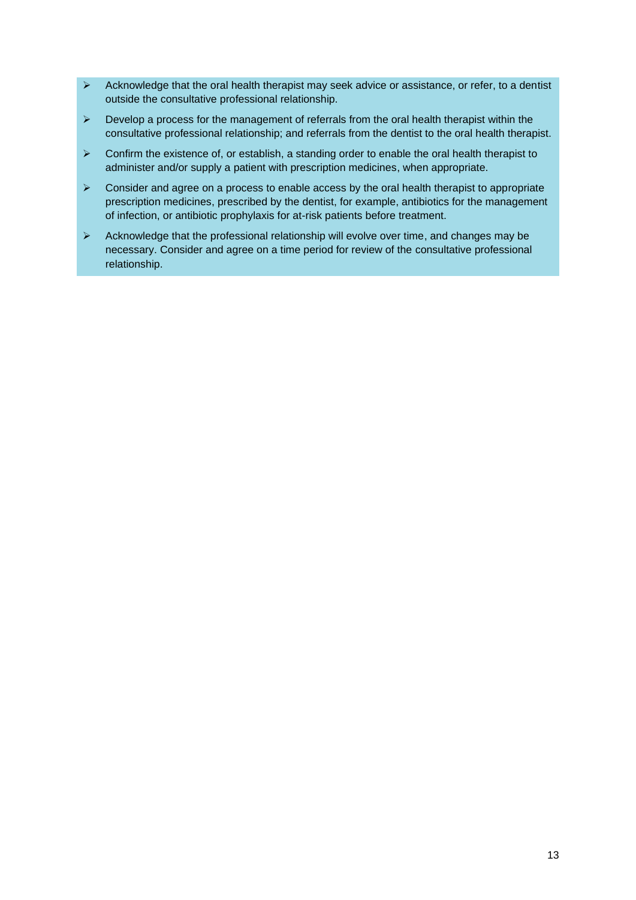- Acknowledge that the oral health therapist may seek advice or assistance, or refer, to a dentist outside the consultative professional relationship.
- Develop a process for the management of referrals from the oral health therapist within the consultative professional relationship; and referrals from the dentist to the oral health therapist.
- Confirm the existence of, or establish, a standing order to enable the oral health therapist to administer and/or supply a patient with prescription medicines, when appropriate.
- Consider and agree on a process to enable access by the oral health therapist to appropriate prescription medicines, prescribed by the dentist, for example, antibiotics for the management of infection, or antibiotic prophylaxis for at-risk patients before treatment.
- Acknowledge that the professional relationship will evolve over time, and changes may be necessary. Consider and agree on a time period for review of the consultative professional relationship.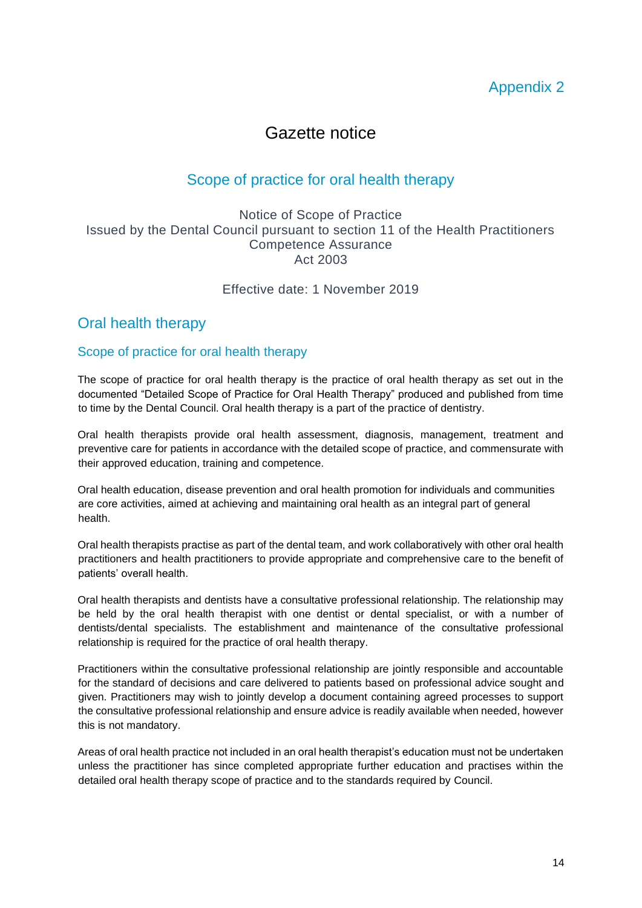Appendix 2

# Gazette notice

## Scope of practice for oral health therapy

Notice of Scope of Practice
Issued by the Dental Council pursuant to section 11 of the Health Practitioners Competence Assurance Act 2003

Effective date: 1 November 2019

## Oral health therapy

### Scope of practice for oral health therapy

The scope of practice for oral health therapy is the practice of oral health therapy as set out in the documented "Detailed Scope of Practice for Oral Health Therapy" produced and published from time to time by the Dental Council. Oral health therapy is a part of the practice of dentistry.

Oral health therapists provide oral health assessment, diagnosis, management, treatment and preventive care for patients in accordance with the detailed scope of practice, and commensurate with their approved education, training and competence.

Oral health education, disease prevention and oral health promotion for individuals and communities are core activities, aimed at achieving and maintaining oral health as an integral part of general health.

Oral health therapists practise as part of the dental team, and work collaboratively with other oral health practitioners and health practitioners to provide appropriate and comprehensive care to the benefit of patients' overall health.

Oral health therapists and dentists have a consultative professional relationship. The relationship may be held by the oral health therapist with one dentist or dental specialist, or with a number of dentists/dental specialists. The establishment and maintenance of the consultative professional relationship is required for the practice of oral health therapy.

Practitioners within the consultative professional relationship are jointly responsible and accountable for the standard of decisions and care delivered to patients based on professional advice sought and given. Practitioners may wish to jointly develop a document containing agreed processes to support the consultative professional relationship and ensure advice is readily available when needed, however this is not mandatory.

Areas of oral health practice not included in an oral health therapist's education must not be undertaken unless the practitioner has since completed appropriate further education and practises within the detailed oral health therapy scope of practice and to the standards required by Council.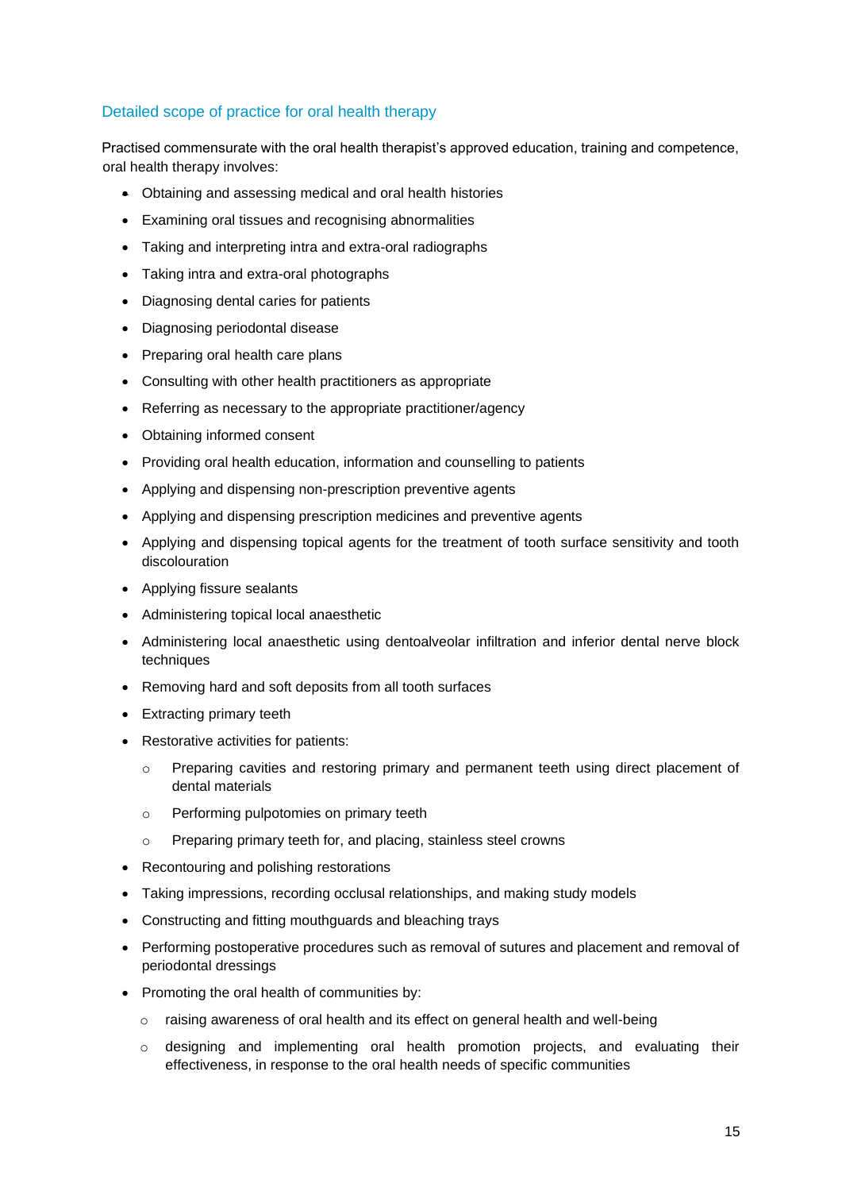## Detailed scope of practice for oral health therapy

Practised commensurate with the oral health therapist's approved education, training and competence, oral health therapy involves:

- Obtaining and assessing medical and oral health histories
- Examining oral tissues and recognising abnormalities
- Taking and interpreting intra and extra-oral radiographs
- Taking intra and extra-oral photographs
- Diagnosing dental caries for patients
- Diagnosing periodontal disease
- Preparing oral health care plans
- Consulting with other health practitioners as appropriate
- Referring as necessary to the appropriate practitioner/agency
- Obtaining informed consent
- Providing oral health education, information and counselling to patients
- Applying and dispensing non-prescription preventive agents
- Applying and dispensing prescription medicines and preventive agents
- Applying and dispensing topical agents for the treatment of tooth surface sensitivity and tooth discolouration
- Applying fissure sealants
- Administering topical local anaesthetic
- Administering local anaesthetic using dentoalveolar infiltration and inferior dental nerve block techniques
- Removing hard and soft deposits from all tooth surfaces
- Extracting primary teeth
- Restorative activities for patients:
  - Preparing cavities and restoring primary and permanent teeth using direct placement of dental materials
  - Performing pulpotomies on primary teeth
  - Preparing primary teeth for, and placing, stainless steel crowns
- Recontouring and polishing restorations
- Taking impressions, recording occlusal relationships, and making study models
- Constructing and fitting mouthguards and bleaching trays
- Performing postoperative procedures such as removal of sutures and placement and removal of periodontal dressings
- Promoting the oral health of communities by:
  - raising awareness of oral health and its effect on general health and well-being
  - designing and implementing oral health promotion projects, and evaluating their effectiveness, in response to the oral health needs of specific communities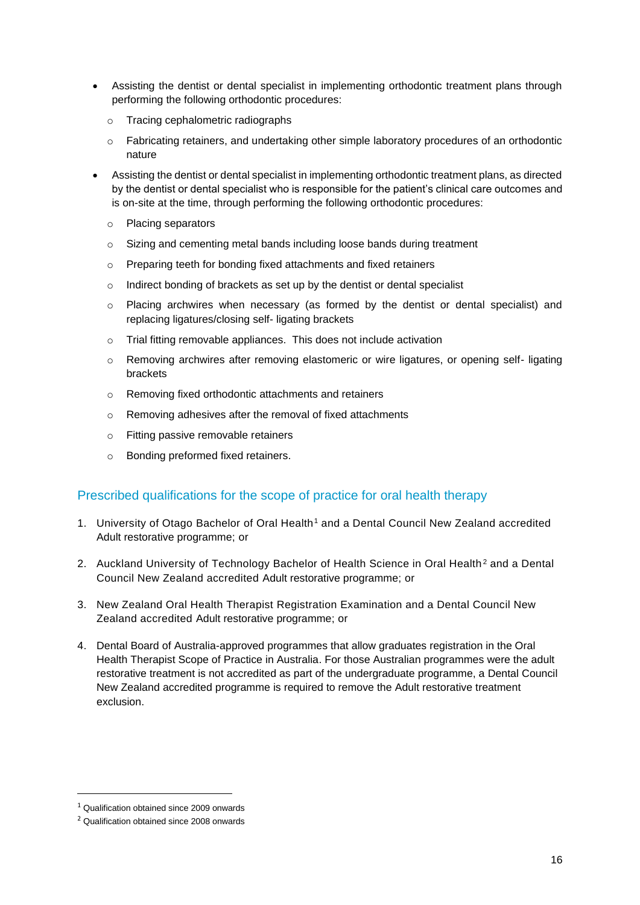- Assisting the dentist or dental specialist in implementing orthodontic treatment plans through performing the following orthodontic procedures:
  - Tracing cephalometric radiographs
  - Fabricating retainers, and undertaking other simple laboratory procedures of an orthodontic nature
- Assisting the dentist or dental specialist in implementing orthodontic treatment plans, as directed by the dentist or dental specialist who is responsible for the patient's clinical care outcomes and is on-site at the time, through performing the following orthodontic procedures:
  - Placing separators
  - Sizing and cementing metal bands including loose bands during treatment
  - Preparing teeth for bonding fixed attachments and fixed retainers
  - Indirect bonding of brackets as set up by the dentist or dental specialist
  - Placing archwires when necessary (as formed by the dentist or dental specialist) and replacing ligatures/closing self- ligating brackets
  - Trial fitting removable appliances. This does not include activation
  - Removing archwires after removing elastomeric or wire ligatures, or opening self- ligating brackets
  - Removing fixed orthodontic attachments and retainers
  - Removing adhesives after the removal of fixed attachments
  - Fitting passive removable retainers
  - Bonding preformed fixed retainers.

## Prescribed qualifications for the scope of practice for oral health therapy

1. University of Otago Bachelor of Oral Health[1] and a Dental Council New Zealand accredited Adult restorative programme; or
2. Auckland University of Technology Bachelor of Health Science in Oral Health[2] and a Dental Council New Zealand accredited Adult restorative programme; or
3. New Zealand Oral Health Therapist Registration Examination and a Dental Council New Zealand accredited Adult restorative programme; or
4. Dental Board of Australia-approved programmes that allow graduates registration in the Oral Health Therapist Scope of Practice in Australia. For those Australian programmes were the adult restorative treatment is not accredited as part of the undergraduate programme, a Dental Council New Zealand accredited programme is required to remove the Adult restorative treatment exclusion.

[1] Qualification obtained since 2009 onwards

[2] Qualification obtained since 2008 onwards